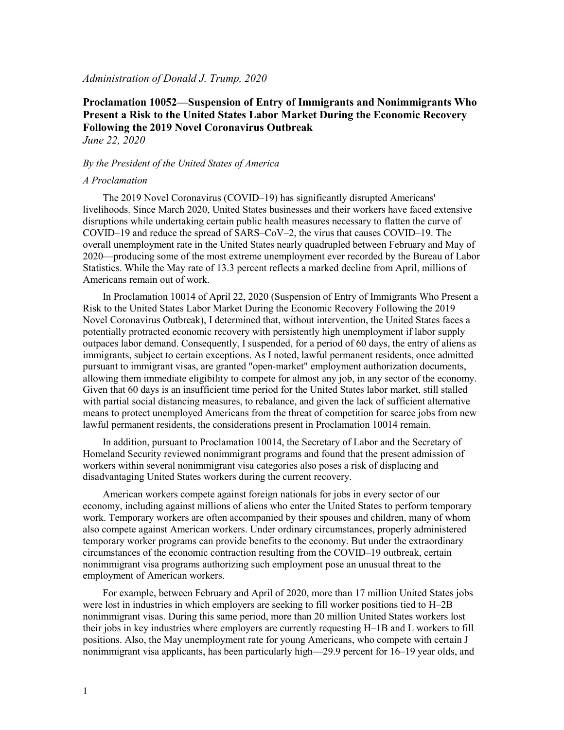*Administration of Donald J. Trump, 2020*

**Proclamation 10052—Suspension of Entry of Immigrants and Nonimmigrants Who Present a Risk to the United States Labor Market During the Economic Recovery Following the 2019 Novel Coronavirus Outbreak**
*June 22, 2020*

*By the President of the United States of America*

*A Proclamation*

The 2019 Novel Coronavirus (COVID–19) has significantly disrupted Americans' livelihoods. Since March 2020, United States businesses and their workers have faced extensive disruptions while undertaking certain public health measures necessary to flatten the curve of COVID–19 and reduce the spread of SARS–CoV–2, the virus that causes COVID–19. The overall unemployment rate in the United States nearly quadrupled between February and May of 2020—producing some of the most extreme unemployment ever recorded by the Bureau of Labor Statistics. While the May rate of 13.3 percent reflects a marked decline from April, millions of Americans remain out of work.

In Proclamation 10014 of April 22, 2020 (Suspension of Entry of Immigrants Who Present a Risk to the United States Labor Market During the Economic Recovery Following the 2019 Novel Coronavirus Outbreak), I determined that, without intervention, the United States faces a potentially protracted economic recovery with persistently high unemployment if labor supply outpaces labor demand. Consequently, I suspended, for a period of 60 days, the entry of aliens as immigrants, subject to certain exceptions. As I noted, lawful permanent residents, once admitted pursuant to immigrant visas, are granted "open-market" employment authorization documents, allowing them immediate eligibility to compete for almost any job, in any sector of the economy. Given that 60 days is an insufficient time period for the United States labor market, still stalled with partial social distancing measures, to rebalance, and given the lack of sufficient alternative means to protect unemployed Americans from the threat of competition for scarce jobs from new lawful permanent residents, the considerations present in Proclamation 10014 remain.

In addition, pursuant to Proclamation 10014, the Secretary of Labor and the Secretary of Homeland Security reviewed nonimmigrant programs and found that the present admission of workers within several nonimmigrant visa categories also poses a risk of displacing and disadvantaging United States workers during the current recovery.

American workers compete against foreign nationals for jobs in every sector of our economy, including against millions of aliens who enter the United States to perform temporary work. Temporary workers are often accompanied by their spouses and children, many of whom also compete against American workers. Under ordinary circumstances, properly administered temporary worker programs can provide benefits to the economy. But under the extraordinary circumstances of the economic contraction resulting from the COVID–19 outbreak, certain nonimmigrant visa programs authorizing such employment pose an unusual threat to the employment of American workers.

For example, between February and April of 2020, more than 17 million United States jobs were lost in industries in which employers are seeking to fill worker positions tied to H–2B nonimmigrant visas. During this same period, more than 20 million United States workers lost their jobs in key industries where employers are currently requesting H–1B and L workers to fill positions. Also, the May unemployment rate for young Americans, who compete with certain J nonimmigrant visa applicants, has been particularly high—29.9 percent for 16–19 year olds, and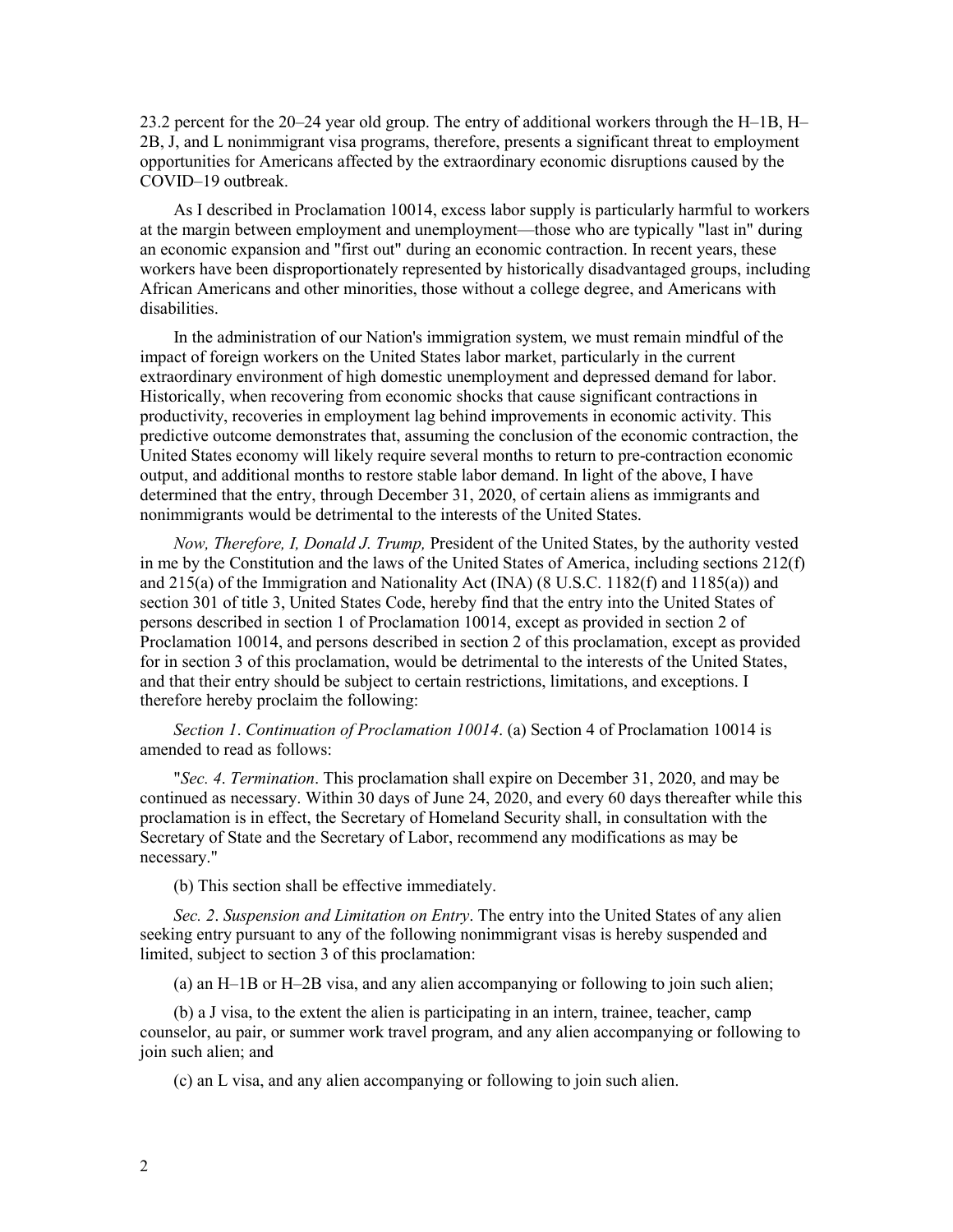23.2 percent for the 20–24 year old group. The entry of additional workers through the H–1B, H–2B, J, and L nonimmigrant visa programs, therefore, presents a significant threat to employment opportunities for Americans affected by the extraordinary economic disruptions caused by the COVID–19 outbreak.

As I described in Proclamation 10014, excess labor supply is particularly harmful to workers at the margin between employment and unemployment—those who are typically "last in" during an economic expansion and "first out" during an economic contraction. In recent years, these workers have been disproportionately represented by historically disadvantaged groups, including African Americans and other minorities, those without a college degree, and Americans with disabilities.

In the administration of our Nation's immigration system, we must remain mindful of the impact of foreign workers on the United States labor market, particularly in the current extraordinary environment of high domestic unemployment and depressed demand for labor. Historically, when recovering from economic shocks that cause significant contractions in productivity, recoveries in employment lag behind improvements in economic activity. This predictive outcome demonstrates that, assuming the conclusion of the economic contraction, the United States economy will likely require several months to return to pre-contraction economic output, and additional months to restore stable labor demand. In light of the above, I have determined that the entry, through December 31, 2020, of certain aliens as immigrants and nonimmigrants would be detrimental to the interests of the United States.

*Now, Therefore, I, Donald J. Trump,* President of the United States, by the authority vested in me by the Constitution and the laws of the United States of America, including sections 212(f) and 215(a) of the Immigration and Nationality Act (INA) (8 U.S.C. 1182(f) and 1185(a)) and section 301 of title 3, United States Code, hereby find that the entry into the United States of persons described in section 1 of Proclamation 10014, except as provided in section 2 of Proclamation 10014, and persons described in section 2 of this proclamation, except as provided for in section 3 of this proclamation, would be detrimental to the interests of the United States, and that their entry should be subject to certain restrictions, limitations, and exceptions. I therefore hereby proclaim the following:

*Section 1*. *Continuation of Proclamation 10014*. (a) Section 4 of Proclamation 10014 is amended to read as follows:

"*Sec. 4*. *Termination*. This proclamation shall expire on December 31, 2020, and may be continued as necessary. Within 30 days of June 24, 2020, and every 60 days thereafter while this proclamation is in effect, the Secretary of Homeland Security shall, in consultation with the Secretary of State and the Secretary of Labor, recommend any modifications as may be necessary."

(b) This section shall be effective immediately.

*Sec. 2*. *Suspension and Limitation on Entry*. The entry into the United States of any alien seeking entry pursuant to any of the following nonimmigrant visas is hereby suspended and limited, subject to section 3 of this proclamation:

(a) an H–1B or H–2B visa, and any alien accompanying or following to join such alien;

(b) a J visa, to the extent the alien is participating in an intern, trainee, teacher, camp counselor, au pair, or summer work travel program, and any alien accompanying or following to join such alien; and

(c) an L visa, and any alien accompanying or following to join such alien.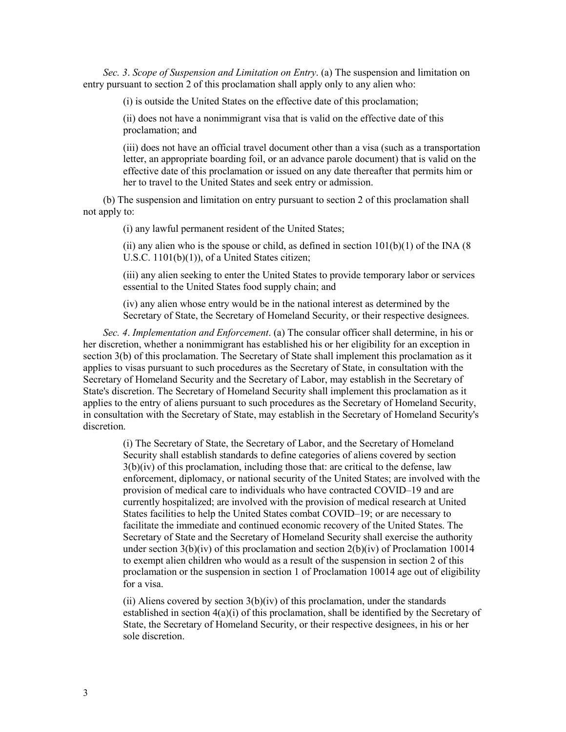*Sec. 3*. *Scope of Suspension and Limitation on Entry*. (a) The suspension and limitation on entry pursuant to section 2 of this proclamation shall apply only to any alien who:

(i) is outside the United States on the effective date of this proclamation;

(ii) does not have a nonimmigrant visa that is valid on the effective date of this proclamation; and

(iii) does not have an official travel document other than a visa (such as a transportation letter, an appropriate boarding foil, or an advance parole document) that is valid on the effective date of this proclamation or issued on any date thereafter that permits him or her to travel to the United States and seek entry or admission.

(b) The suspension and limitation on entry pursuant to section 2 of this proclamation shall not apply to:

(i) any lawful permanent resident of the United States;

(ii) any alien who is the spouse or child, as defined in section 101(b)(1) of the INA (8 U.S.C. 1101(b)(1)), of a United States citizen;

(iii) any alien seeking to enter the United States to provide temporary labor or services essential to the United States food supply chain; and

(iv) any alien whose entry would be in the national interest as determined by the Secretary of State, the Secretary of Homeland Security, or their respective designees.

*Sec. 4*. *Implementation and Enforcement*. (a) The consular officer shall determine, in his or her discretion, whether a nonimmigrant has established his or her eligibility for an exception in section 3(b) of this proclamation. The Secretary of State shall implement this proclamation as it applies to visas pursuant to such procedures as the Secretary of State, in consultation with the Secretary of Homeland Security and the Secretary of Labor, may establish in the Secretary of State's discretion. The Secretary of Homeland Security shall implement this proclamation as it applies to the entry of aliens pursuant to such procedures as the Secretary of Homeland Security, in consultation with the Secretary of State, may establish in the Secretary of Homeland Security's discretion.

(i) The Secretary of State, the Secretary of Labor, and the Secretary of Homeland Security shall establish standards to define categories of aliens covered by section 3(b)(iv) of this proclamation, including those that: are critical to the defense, law enforcement, diplomacy, or national security of the United States; are involved with the provision of medical care to individuals who have contracted COVID–19 and are currently hospitalized; are involved with the provision of medical research at United States facilities to help the United States combat COVID–19; or are necessary to facilitate the immediate and continued economic recovery of the United States. The Secretary of State and the Secretary of Homeland Security shall exercise the authority under section 3(b)(iv) of this proclamation and section 2(b)(iv) of Proclamation 10014 to exempt alien children who would as a result of the suspension in section 2 of this proclamation or the suspension in section 1 of Proclamation 10014 age out of eligibility for a visa.

(ii) Aliens covered by section 3(b)(iv) of this proclamation, under the standards established in section 4(a)(i) of this proclamation, shall be identified by the Secretary of State, the Secretary of Homeland Security, or their respective designees, in his or her sole discretion.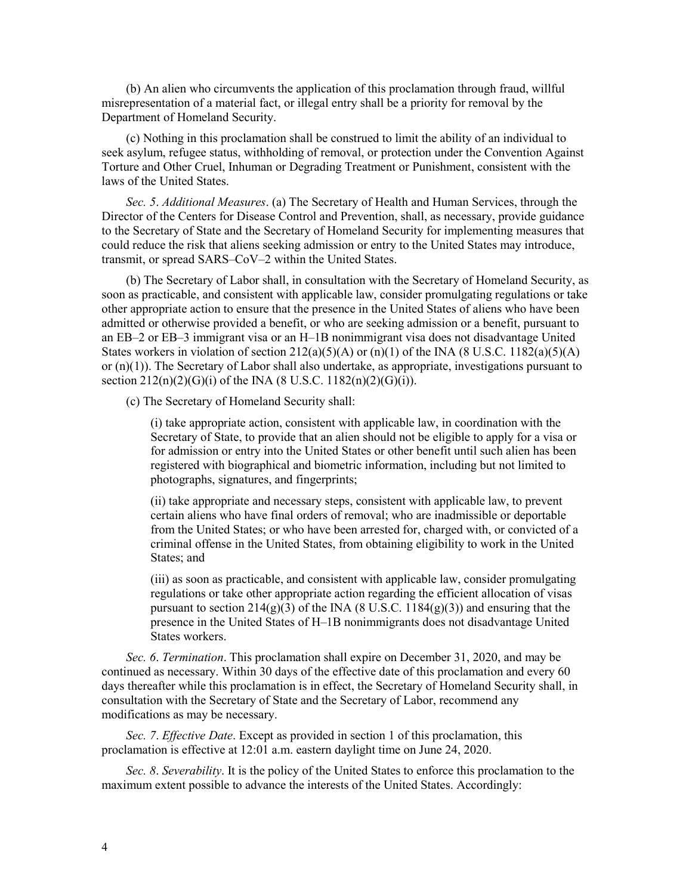(b) An alien who circumvents the application of this proclamation through fraud, willful misrepresentation of a material fact, or illegal entry shall be a priority for removal by the Department of Homeland Security.

(c) Nothing in this proclamation shall be construed to limit the ability of an individual to seek asylum, refugee status, withholding of removal, or protection under the Convention Against Torture and Other Cruel, Inhuman or Degrading Treatment or Punishment, consistent with the laws of the United States.

*Sec. 5*. *Additional Measures*. (a) The Secretary of Health and Human Services, through the Director of the Centers for Disease Control and Prevention, shall, as necessary, provide guidance to the Secretary of State and the Secretary of Homeland Security for implementing measures that could reduce the risk that aliens seeking admission or entry to the United States may introduce, transmit, or spread SARS–CoV–2 within the United States.

(b) The Secretary of Labor shall, in consultation with the Secretary of Homeland Security, as soon as practicable, and consistent with applicable law, consider promulgating regulations or take other appropriate action to ensure that the presence in the United States of aliens who have been admitted or otherwise provided a benefit, or who are seeking admission or a benefit, pursuant to an EB–2 or EB–3 immigrant visa or an H–1B nonimmigrant visa does not disadvantage United States workers in violation of section 212(a)(5)(A) or (n)(1) of the INA (8 U.S.C. 1182(a)(5)(A) or (n)(1)). The Secretary of Labor shall also undertake, as appropriate, investigations pursuant to section 212(n)(2)(G)(i) of the INA (8 U.S.C. 1182(n)(2)(G)(i)).

(c) The Secretary of Homeland Security shall:

> (i) take appropriate action, consistent with applicable law, in coordination with the Secretary of State, to provide that an alien should not be eligible to apply for a visa or for admission or entry into the United States or other benefit until such alien has been registered with biographical and biometric information, including but not limited to photographs, signatures, and fingerprints;
>
> (ii) take appropriate and necessary steps, consistent with applicable law, to prevent certain aliens who have final orders of removal; who are inadmissible or deportable from the United States; or who have been arrested for, charged with, or convicted of a criminal offense in the United States, from obtaining eligibility to work in the United States; and
>
> (iii) as soon as practicable, and consistent with applicable law, consider promulgating regulations or take other appropriate action regarding the efficient allocation of visas pursuant to section 214(g)(3) of the INA (8 U.S.C. 1184(g)(3)) and ensuring that the presence in the United States of H–1B nonimmigrants does not disadvantage United States workers.

*Sec. 6*. *Termination*. This proclamation shall expire on December 31, 2020, and may be continued as necessary. Within 30 days of the effective date of this proclamation and every 60 days thereafter while this proclamation is in effect, the Secretary of Homeland Security shall, in consultation with the Secretary of State and the Secretary of Labor, recommend any modifications as may be necessary.

*Sec. 7*. *Effective Date*. Except as provided in section 1 of this proclamation, this proclamation is effective at 12:01 a.m. eastern daylight time on June 24, 2020.

*Sec. 8*. *Severability*. It is the policy of the United States to enforce this proclamation to the maximum extent possible to advance the interests of the United States. Accordingly: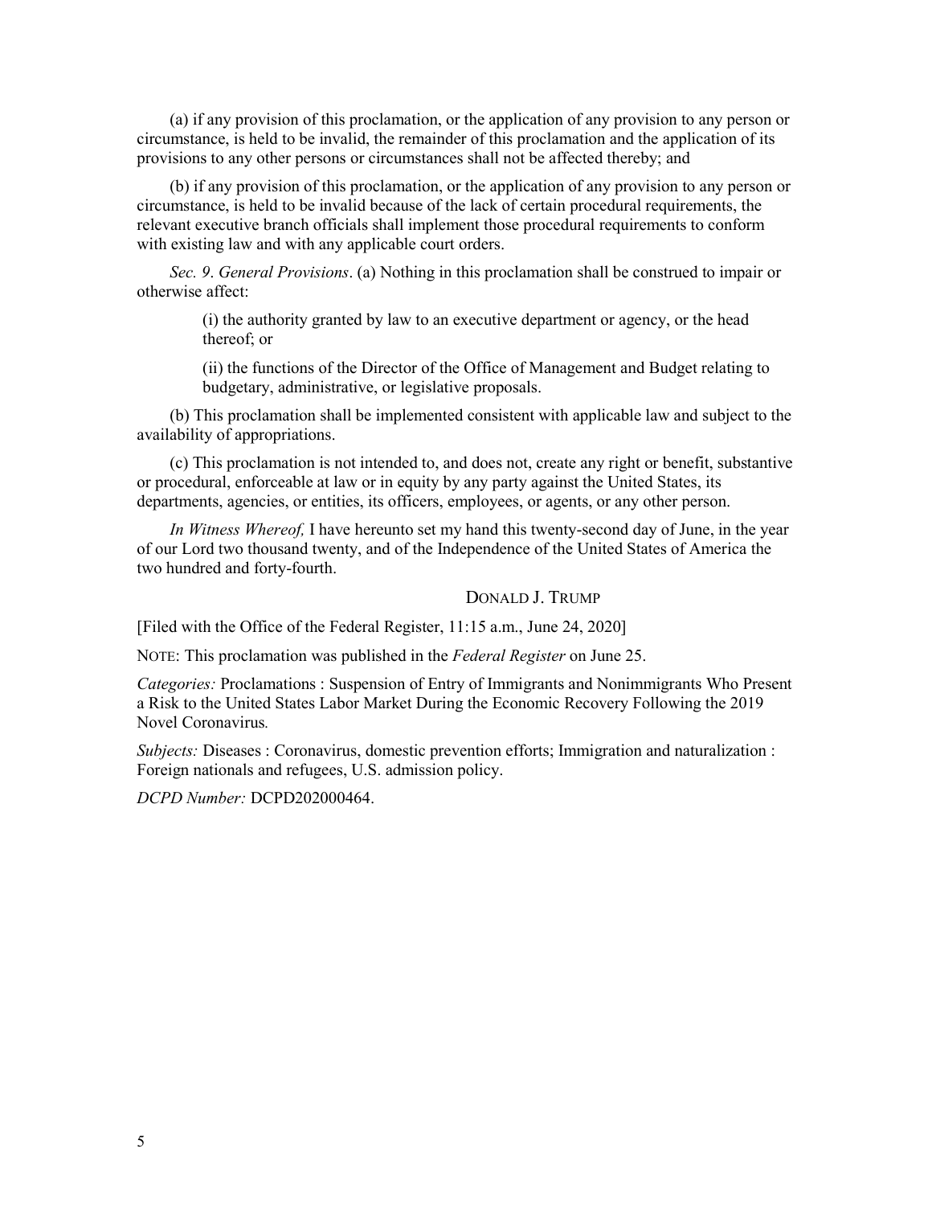(a) if any provision of this proclamation, or the application of any provision to any person or circumstance, is held to be invalid, the remainder of this proclamation and the application of its provisions to any other persons or circumstances shall not be affected thereby; and

(b) if any provision of this proclamation, or the application of any provision to any person or circumstance, is held to be invalid because of the lack of certain procedural requirements, the relevant executive branch officials shall implement those procedural requirements to conform with existing law and with any applicable court orders.

*Sec. 9*. *General Provisions*. (a) Nothing in this proclamation shall be construed to impair or otherwise affect:

> (i) the authority granted by law to an executive department or agency, or the head thereof; or
>
> (ii) the functions of the Director of the Office of Management and Budget relating to budgetary, administrative, or legislative proposals.

(b) This proclamation shall be implemented consistent with applicable law and subject to the availability of appropriations.

(c) This proclamation is not intended to, and does not, create any right or benefit, substantive or procedural, enforceable at law or in equity by any party against the United States, its departments, agencies, or entities, its officers, employees, or agents, or any other person.

*In Witness Whereof,* I have hereunto set my hand this twenty-second day of June, in the year of our Lord two thousand twenty, and of the Independence of the United States of America the two hundred and forty-fourth.

DONALD J. TRUMP

[Filed with the Office of the Federal Register, 11:15 a.m., June 24, 2020]

NOTE: This proclamation was published in the *Federal Register* on June 25.

*Categories:* Proclamations : Suspension of Entry of Immigrants and Nonimmigrants Who Present a Risk to the United States Labor Market During the Economic Recovery Following the 2019 Novel Coronavirus*.*

*Subjects:* Diseases : Coronavirus, domestic prevention efforts; Immigration and naturalization : Foreign nationals and refugees, U.S. admission policy.

*DCPD Number:* DCPD202000464.